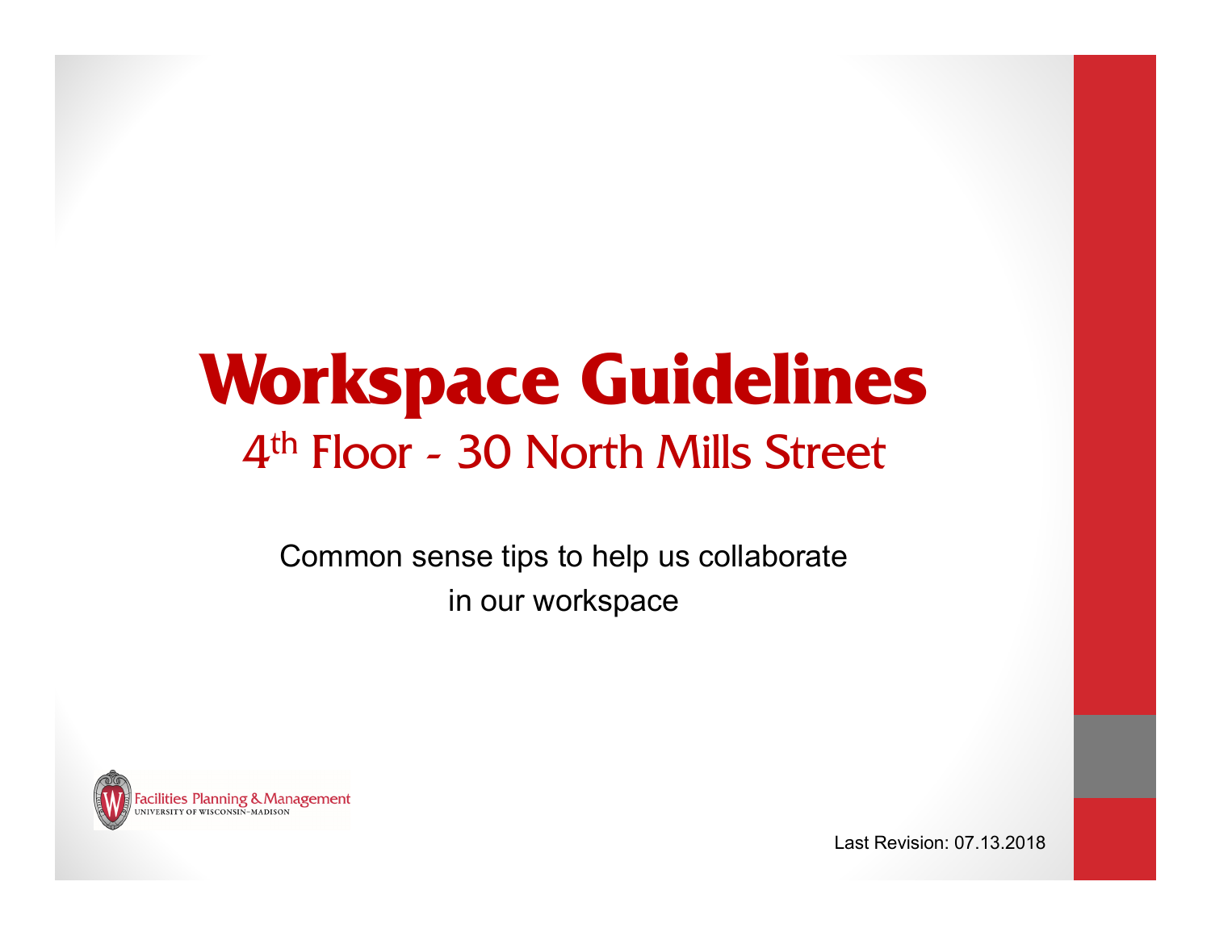# Workspace Guidelines

## 4th Floor - 30 North Mills Street

Common sense tips to help us collaborate in our workspace

Facilities Planning & Management
UNIVERSITY OF WISCONSIN–MADISON

Last Revision: 07.13.2018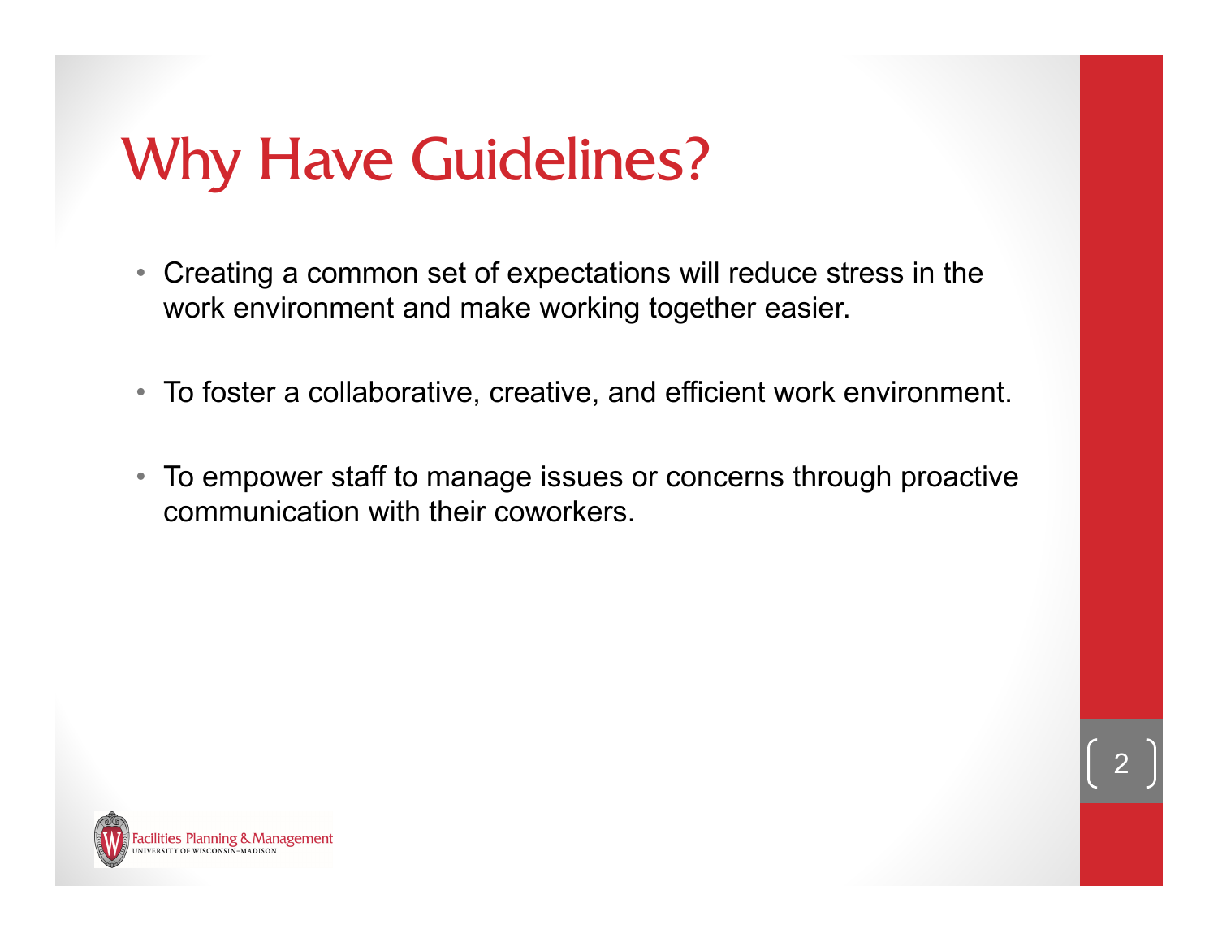# Why Have Guidelines?

- Creating a common set of expectations will reduce stress in the work environment and make working together easier.
- To foster a collaborative, creative, and efficient work environment.
- To empower staff to manage issues or concerns through proactive communication with their coworkers.

Facilities Planning & Management
UNIVERSITY OF WISCONSIN–MADISON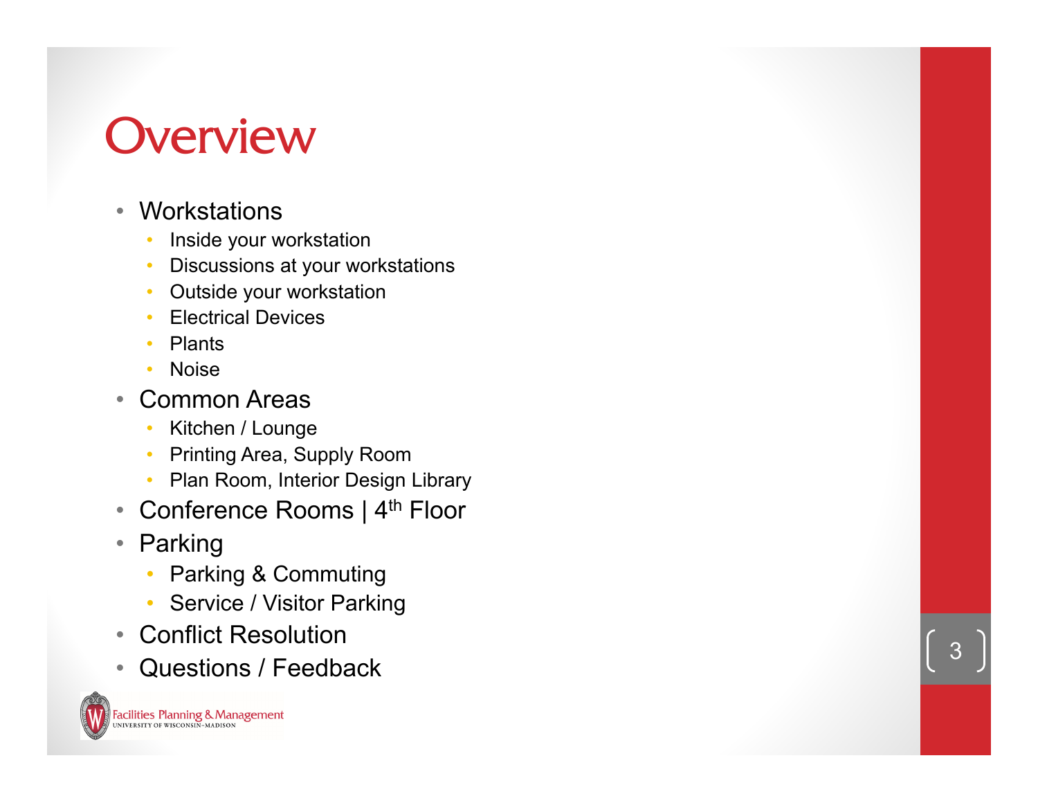# Overview

- Workstations
  - Inside your workstation
  - Discussions at your workstations
  - Outside your workstation
  - Electrical Devices
  - Plants
  - Noise
- Common Areas
  - Kitchen / Lounge
  - Printing Area, Supply Room
  - Plan Room, Interior Design Library
- Conference Rooms | 4th Floor
- Parking
  - Parking & Commuting
  - Service / Visitor Parking
- Conflict Resolution
- Questions / Feedback

Facilities Planning & Management
UNIVERSITY OF WISCONSIN–MADISON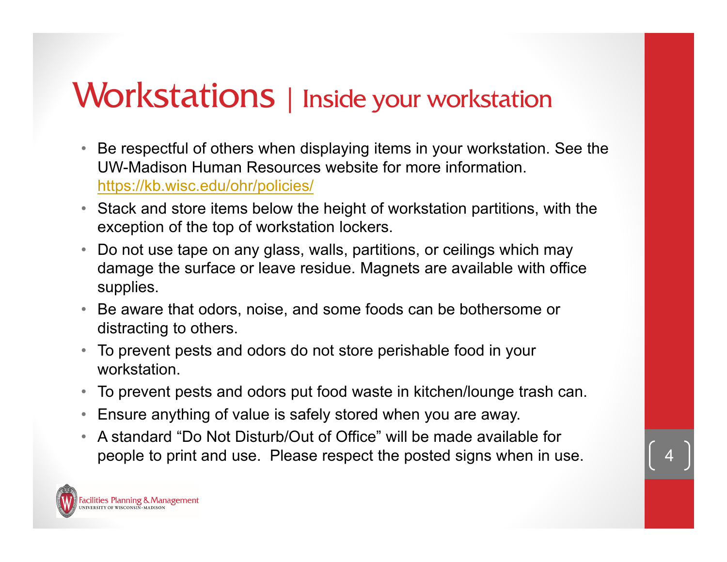# Workstations | Inside your workstation

- Be respectful of others when displaying items in your workstation. See the UW-Madison Human Resources website for more information. https://kb.wisc.edu/ohr/policies/
- Stack and store items below the height of workstation partitions, with the exception of the top of workstation lockers.
- Do not use tape on any glass, walls, partitions, or ceilings which may damage the surface or leave residue. Magnets are available with office supplies.
- Be aware that odors, noise, and some foods can be bothersome or distracting to others.
- To prevent pests and odors do not store perishable food in your workstation.
- To prevent pests and odors put food waste in kitchen/lounge trash can.
- Ensure anything of value is safely stored when you are away.
- A standard "Do Not Disturb/Out of Office" will be made available for people to print and use. Please respect the posted signs when in use.

Facilities Planning & Management
UNIVERSITY OF WISCONSIN–MADISON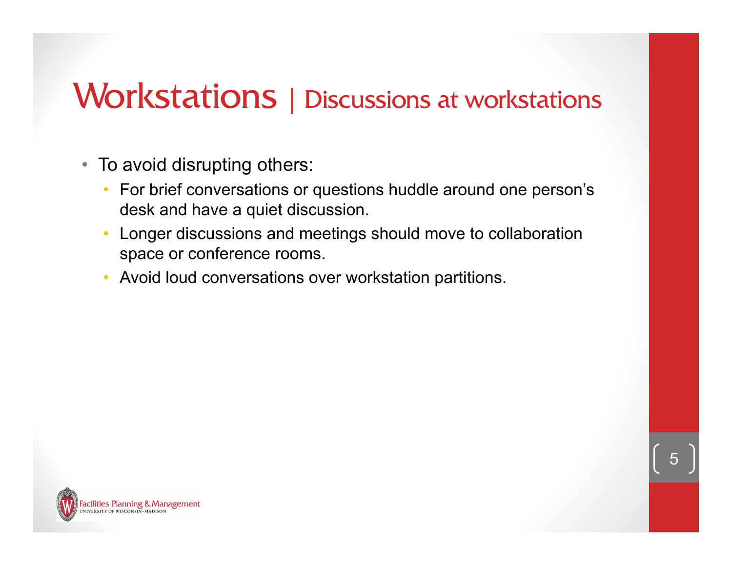# Workstations | Discussions at workstations

- To avoid disrupting others:
  - For brief conversations or questions huddle around one person's desk and have a quiet discussion.
  - Longer discussions and meetings should move to collaboration space or conference rooms.
  - Avoid loud conversations over workstation partitions.

Facilities Planning & Management
UNIVERSITY OF WISCONSIN–MADISON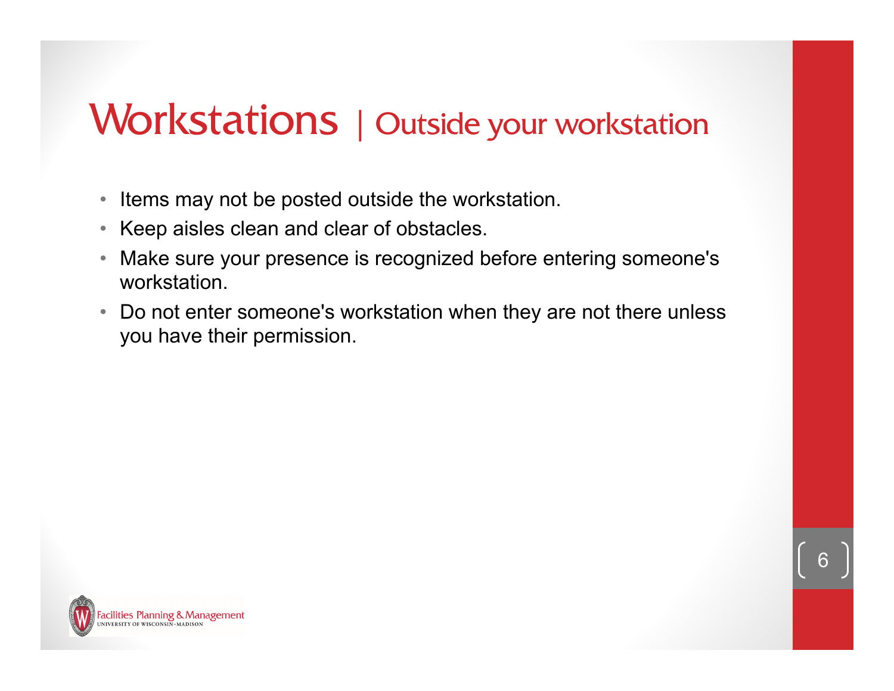# Workstations | Outside your workstation

- Items may not be posted outside the workstation.
- Keep aisles clean and clear of obstacles.
- Make sure your presence is recognized before entering someone's workstation.
- Do not enter someone's workstation when they are not there unless you have their permission.

Facilities Planning & Management
UNIVERSITY OF WISCONSIN–MADISON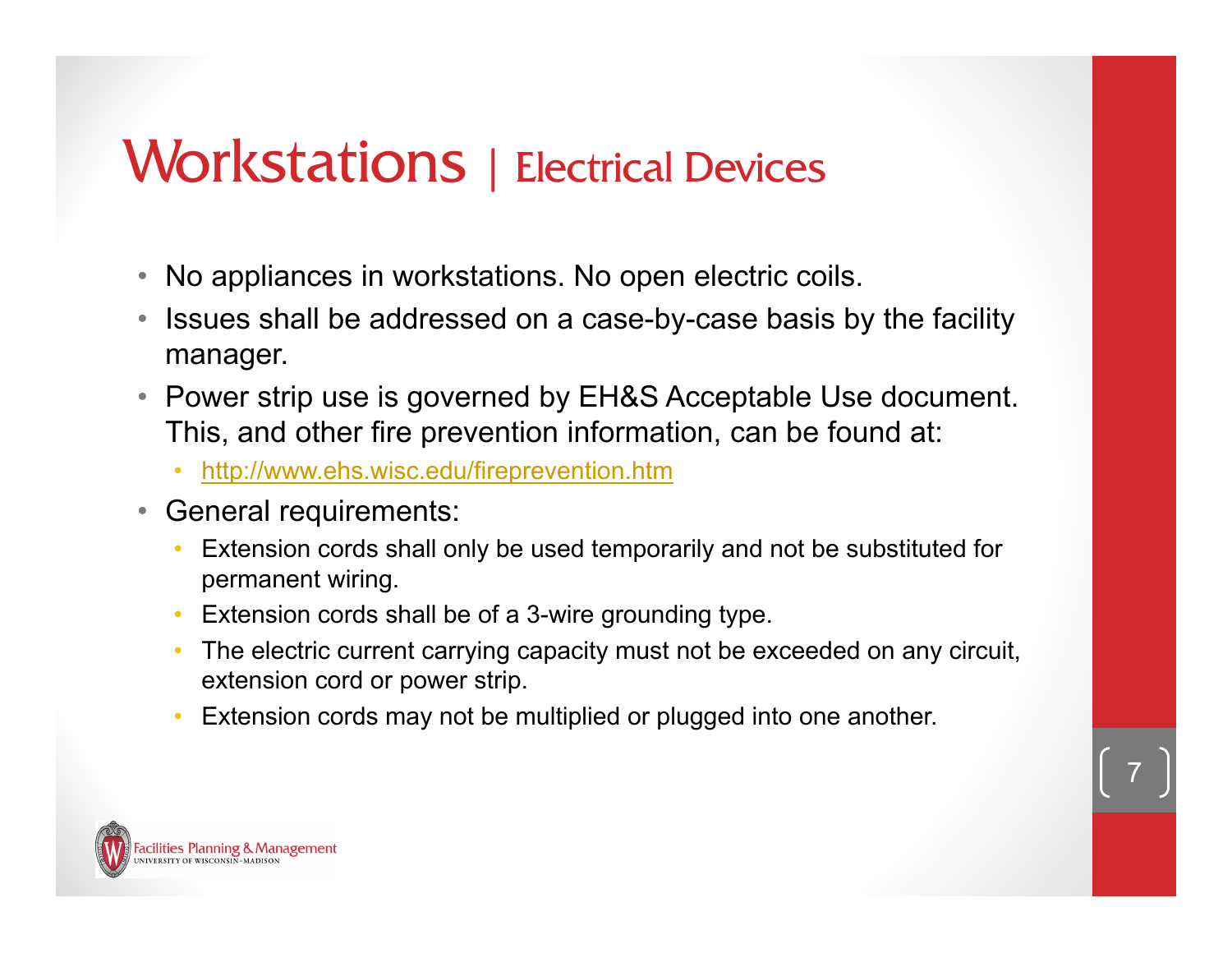# Workstations | Electrical Devices

- No appliances in workstations. No open electric coils.
- Issues shall be addressed on a case-by-case basis by the facility manager.
- Power strip use is governed by EH&S Acceptable Use document. This, and other fire prevention information, can be found at:
  - http://www.ehs.wisc.edu/fireprevention.htm
- General requirements:
  - Extension cords shall only be used temporarily and not be substituted for permanent wiring.
  - Extension cords shall be of a 3-wire grounding type.
  - The electric current carrying capacity must not be exceeded on any circuit, extension cord or power strip.
  - Extension cords may not be multiplied or plugged into one another.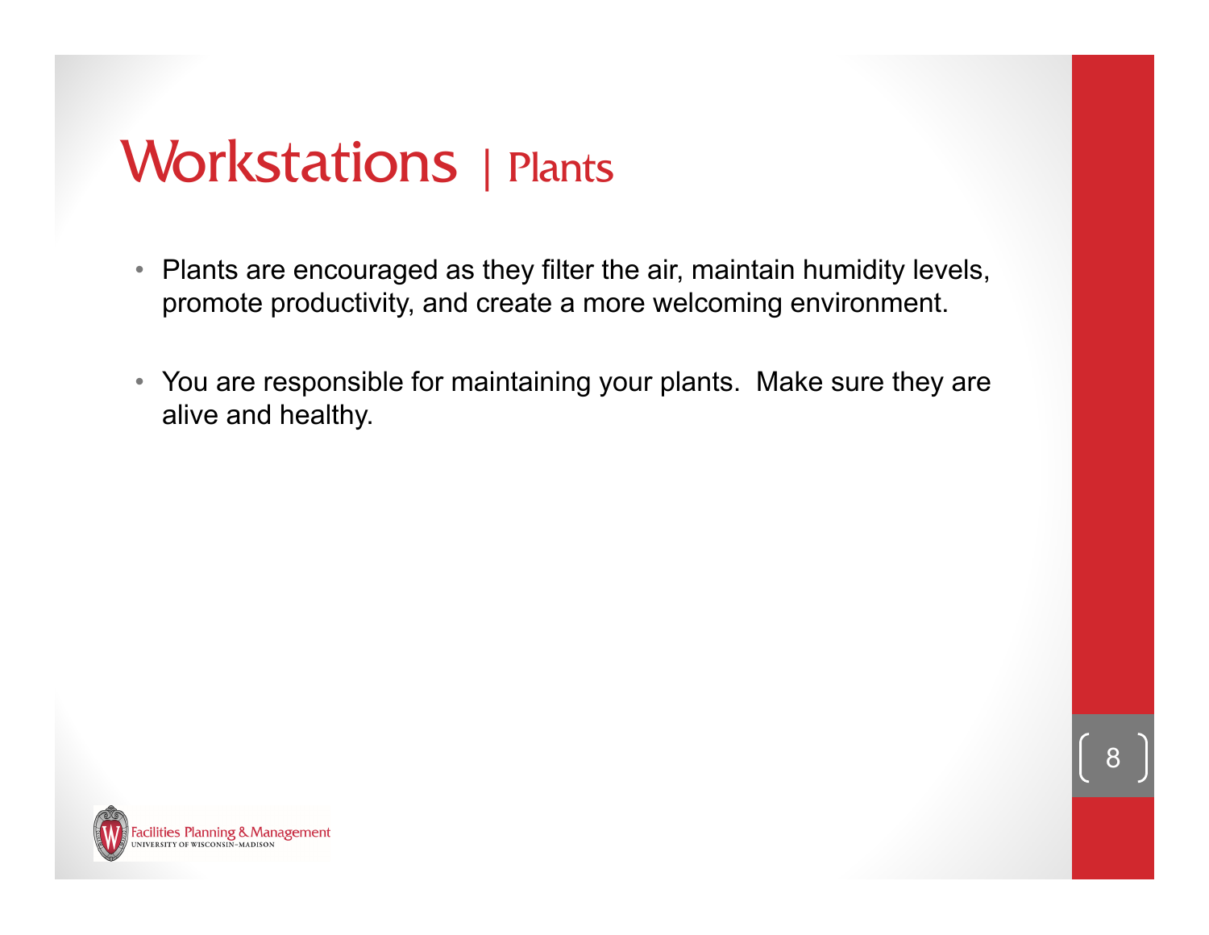# Workstations | Plants

- Plants are encouraged as they filter the air, maintain humidity levels, promote productivity, and create a more welcoming environment.
- You are responsible for maintaining your plants. Make sure they are alive and healthy.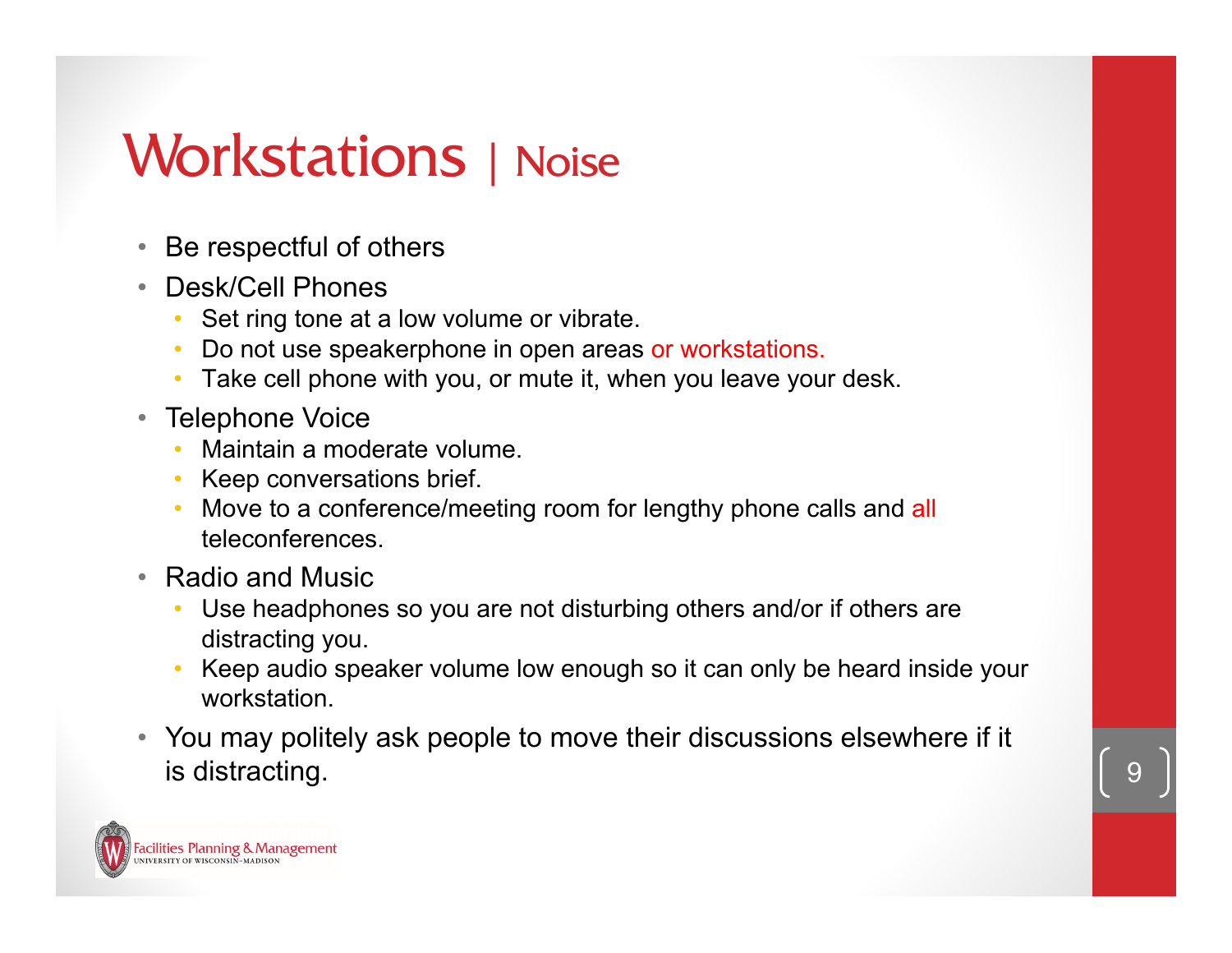# Workstations | Noise

- Be respectful of others
- Desk/Cell Phones
  - Set ring tone at a low volume or vibrate.
  - Do not use speakerphone in open areas or workstations.
  - Take cell phone with you, or mute it, when you leave your desk.
- Telephone Voice
  - Maintain a moderate volume.
  - Keep conversations brief.
  - Move to a conference/meeting room for lengthy phone calls and all teleconferences.
- Radio and Music
  - Use headphones so you are not disturbing others and/or if others are distracting you.
  - Keep audio speaker volume low enough so it can only be heard inside your workstation.
- You may politely ask people to move their discussions elsewhere if it is distracting.

Facilities Planning & Management
UNIVERSITY OF WISCONSIN–MADISON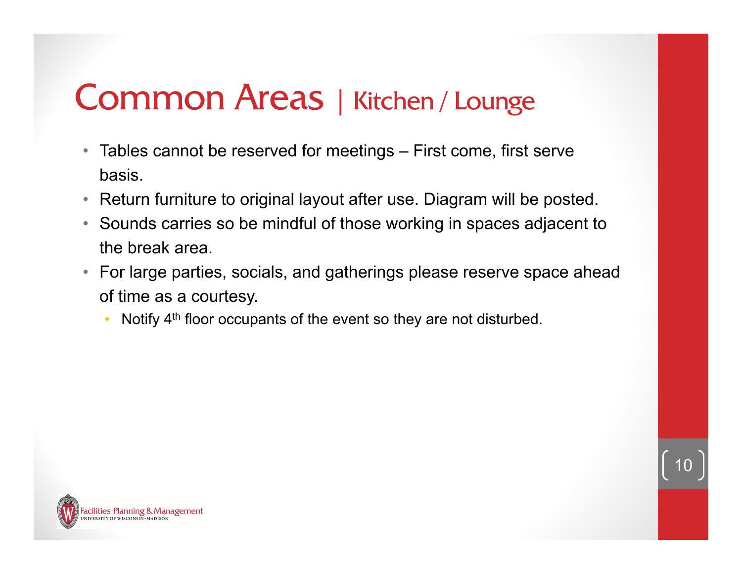# Common Areas | Kitchen / Lounge

- Tables cannot be reserved for meetings – First come, first serve basis.
- Return furniture to original layout after use. Diagram will be posted.
- Sounds carries so be mindful of those working in spaces adjacent to the break area.
- For large parties, socials, and gatherings please reserve space ahead of time as a courtesy.
  - Notify 4th floor occupants of the event so they are not disturbed.

Facilities Planning & Management
UNIVERSITY OF WISCONSIN–MADISON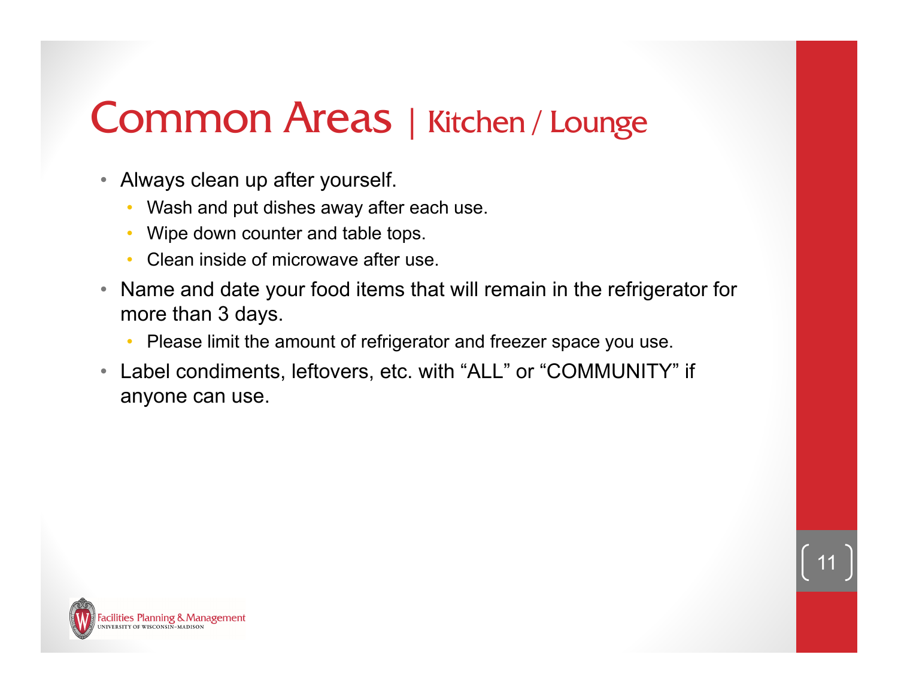# Common Areas | Kitchen / Lounge

- Always clean up after yourself.
  - Wash and put dishes away after each use.
  - Wipe down counter and table tops.
  - Clean inside of microwave after use.
- Name and date your food items that will remain in the refrigerator for more than 3 days.
  - Please limit the amount of refrigerator and freezer space you use.
- Label condiments, leftovers, etc. with “ALL” or “COMMUNITY” if anyone can use.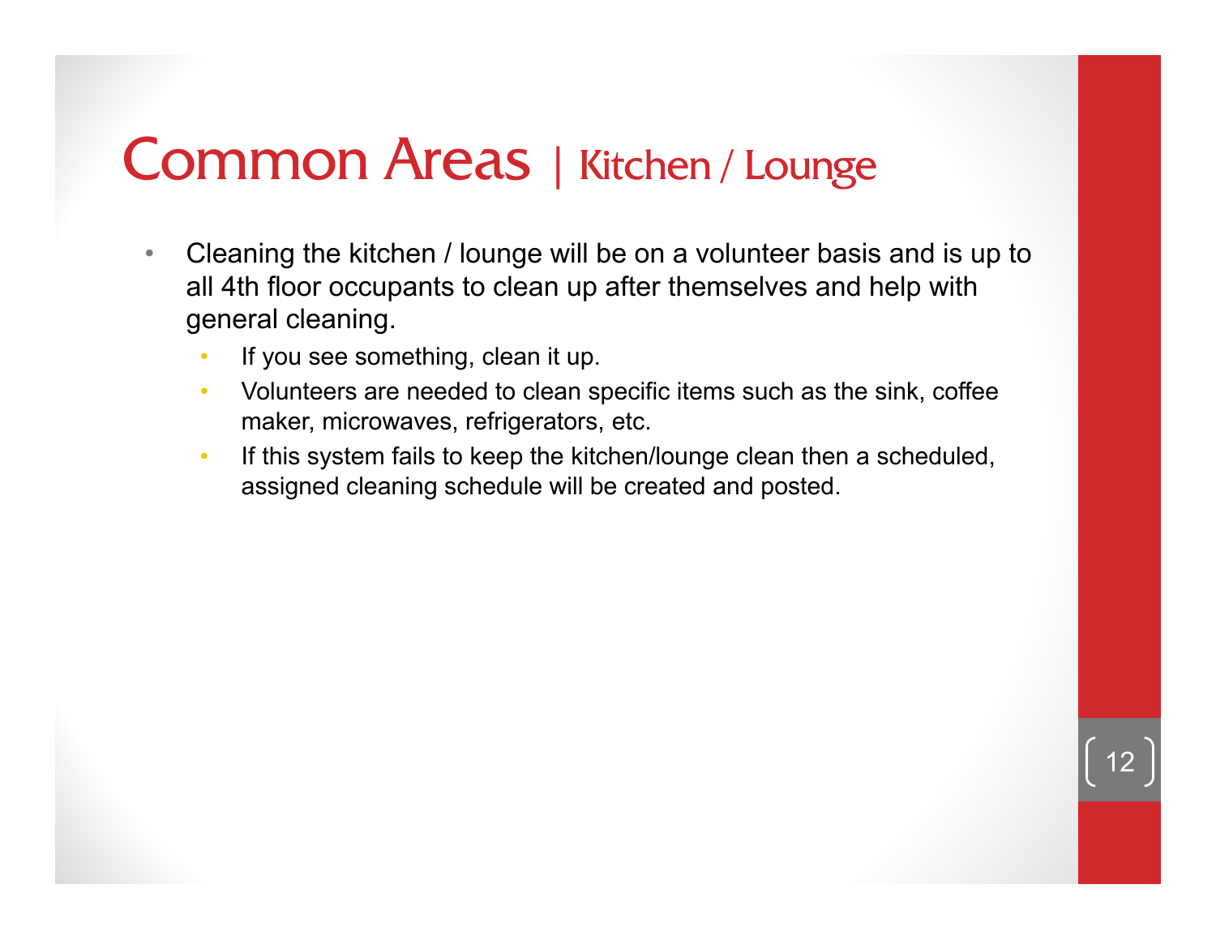# Common Areas | Kitchen / Lounge

- Cleaning the kitchen / lounge will be on a volunteer basis and is up to all 4th floor occupants to clean up after themselves and help with general cleaning.
  - If you see something, clean it up.
  - Volunteers are needed to clean specific items such as the sink, coffee maker, microwaves, refrigerators, etc.
  - If this system fails to keep the kitchen/lounge clean then a scheduled, assigned cleaning schedule will be created and posted.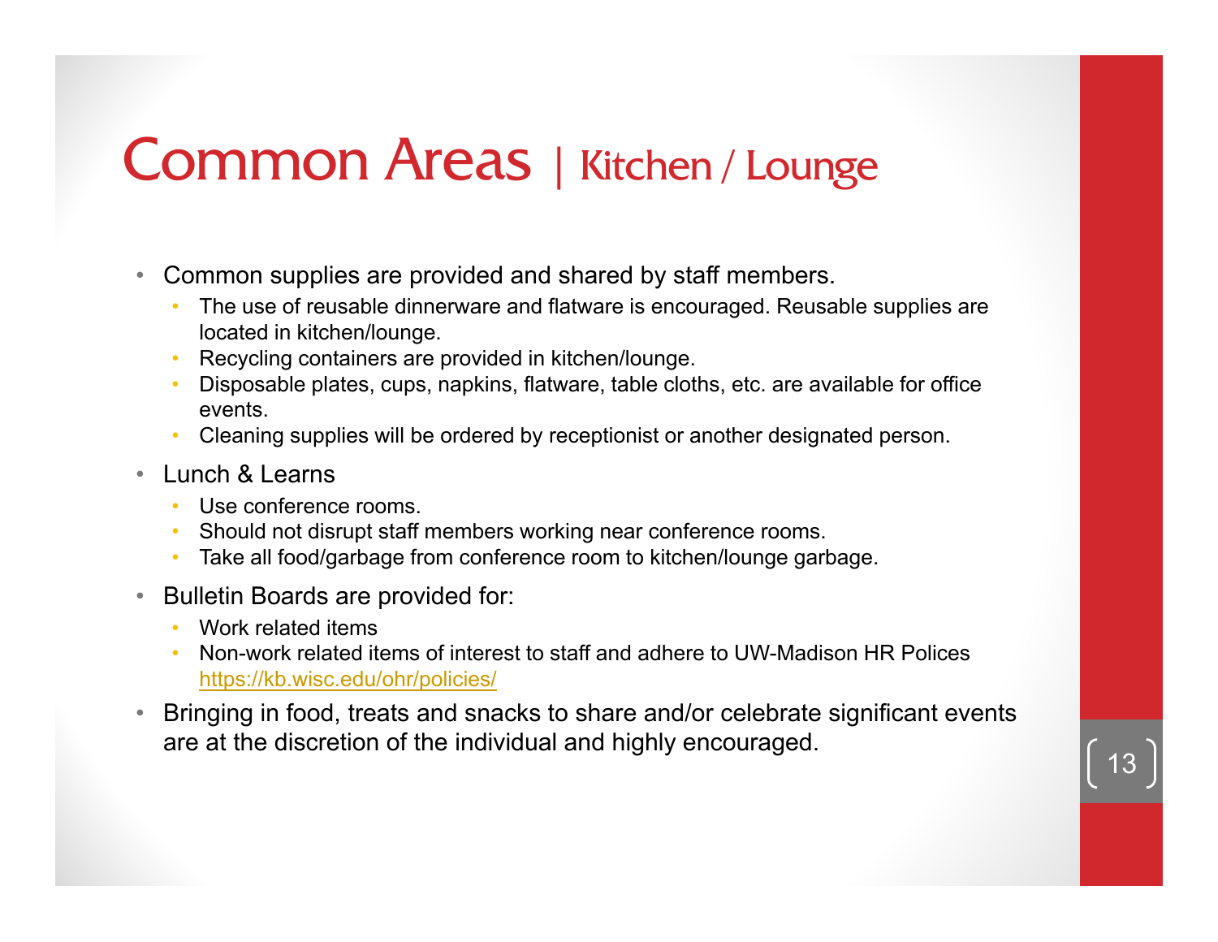# Common Areas | Kitchen / Lounge

- Common supplies are provided and shared by staff members.
  - The use of reusable dinnerware and flatware is encouraged. Reusable supplies are located in kitchen/lounge.
  - Recycling containers are provided in kitchen/lounge.
  - Disposable plates, cups, napkins, flatware, table cloths, etc. are available for office events.
  - Cleaning supplies will be ordered by receptionist or another designated person.
- Lunch & Learns
  - Use conference rooms.
  - Should not disrupt staff members working near conference rooms.
  - Take all food/garbage from conference room to kitchen/lounge garbage.
- Bulletin Boards are provided for:
  - Work related items
  - Non-work related items of interest to staff and adhere to UW-Madison HR Polices https://kb.wisc.edu/ohr/policies/
- Bringing in food, treats and snacks to share and/or celebrate significant events are at the discretion of the individual and highly encouraged.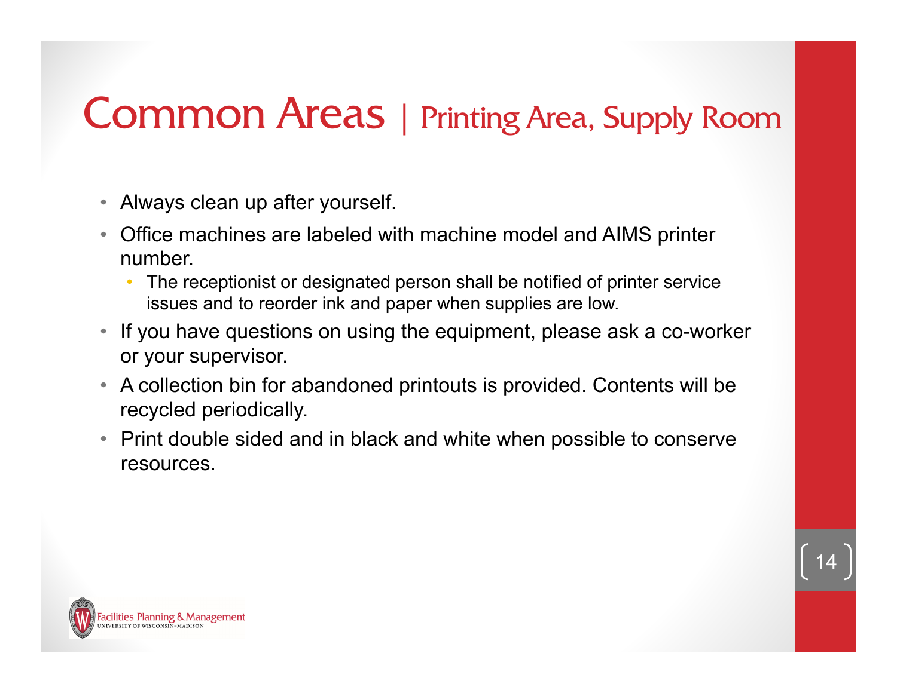# Common Areas | Printing Area, Supply Room

- Always clean up after yourself.
- Office machines are labeled with machine model and AIMS printer number.
  - The receptionist or designated person shall be notified of printer service issues and to reorder ink and paper when supplies are low.
- If you have questions on using the equipment, please ask a co-worker or your supervisor.
- A collection bin for abandoned printouts is provided. Contents will be recycled periodically.
- Print double sided and in black and white when possible to conserve resources.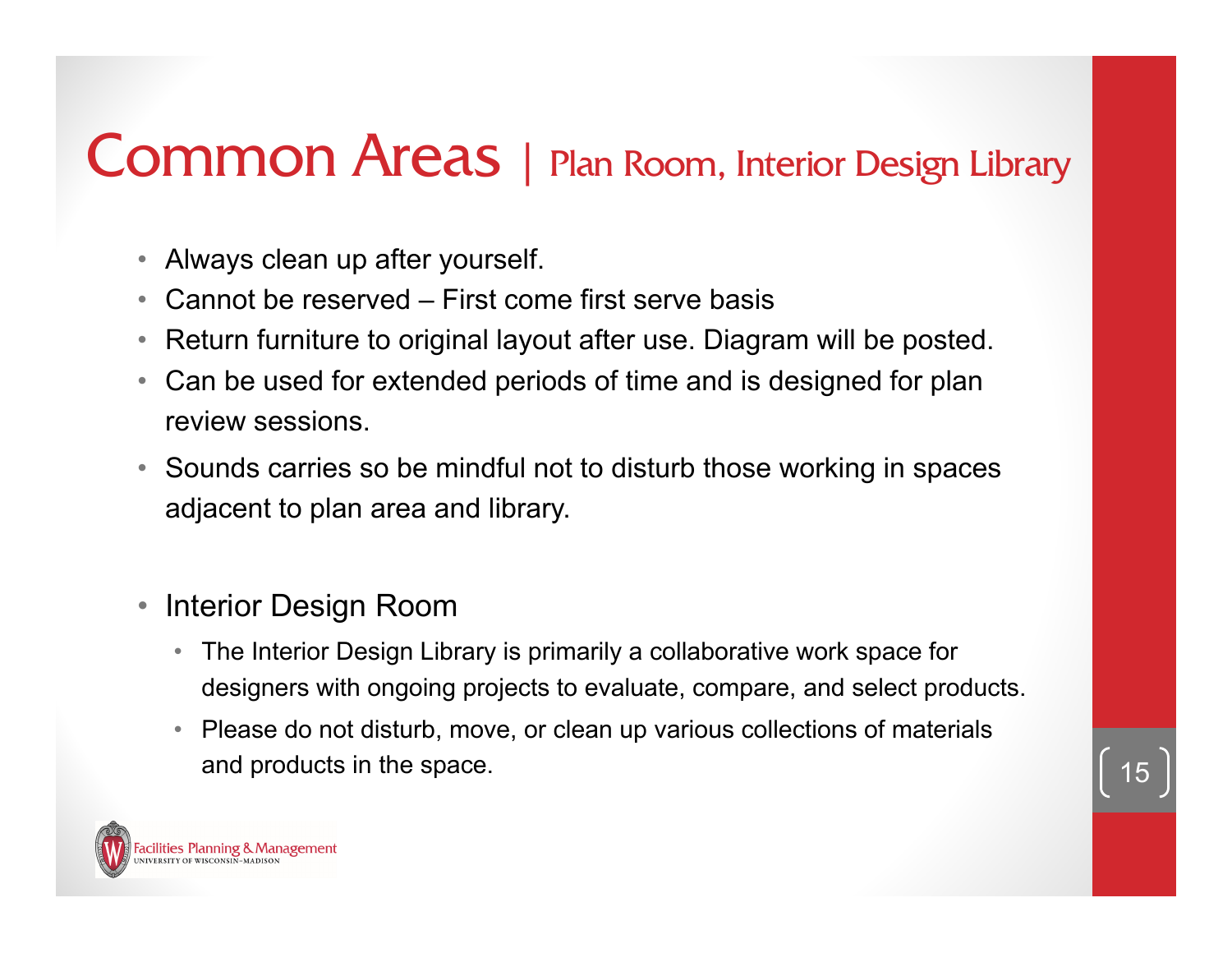# Common Areas | Plan Room, Interior Design Library

- Always clean up after yourself.
- Cannot be reserved – First come first serve basis
- Return furniture to original layout after use. Diagram will be posted.
- Can be used for extended periods of time and is designed for plan review sessions.
- Sounds carries so be mindful not to disturb those working in spaces adjacent to plan area and library.

- Interior Design Room
  - The Interior Design Library is primarily a collaborative work space for designers with ongoing projects to evaluate, compare, and select products.
  - Please do not disturb, move, or clean up various collections of materials and products in the space.

Facilities Planning & Management
UNIVERSITY OF WISCONSIN–MADISON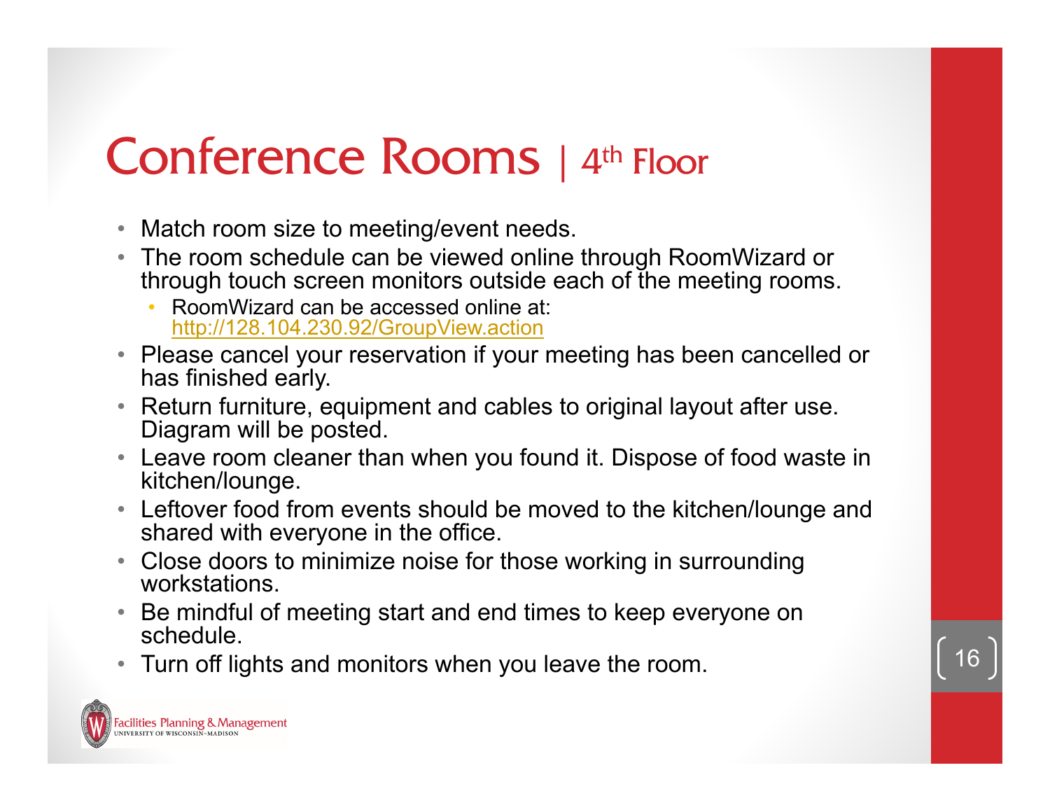# Conference Rooms | 4th Floor

- Match room size to meeting/event needs.
- The room schedule can be viewed online through RoomWizard or through touch screen monitors outside each of the meeting rooms.
  - RoomWizard can be accessed online at: http://128.104.230.92/GroupView.action
- Please cancel your reservation if your meeting has been cancelled or has finished early.
- Return furniture, equipment and cables to original layout after use. Diagram will be posted.
- Leave room cleaner than when you found it. Dispose of food waste in kitchen/lounge.
- Leftover food from events should be moved to the kitchen/lounge and shared with everyone in the office.
- Close doors to minimize noise for those working in surrounding workstations.
- Be mindful of meeting start and end times to keep everyone on schedule.
- Turn off lights and monitors when you leave the room.

Facilities Planning & Management
UNIVERSITY OF WISCONSIN–MADISON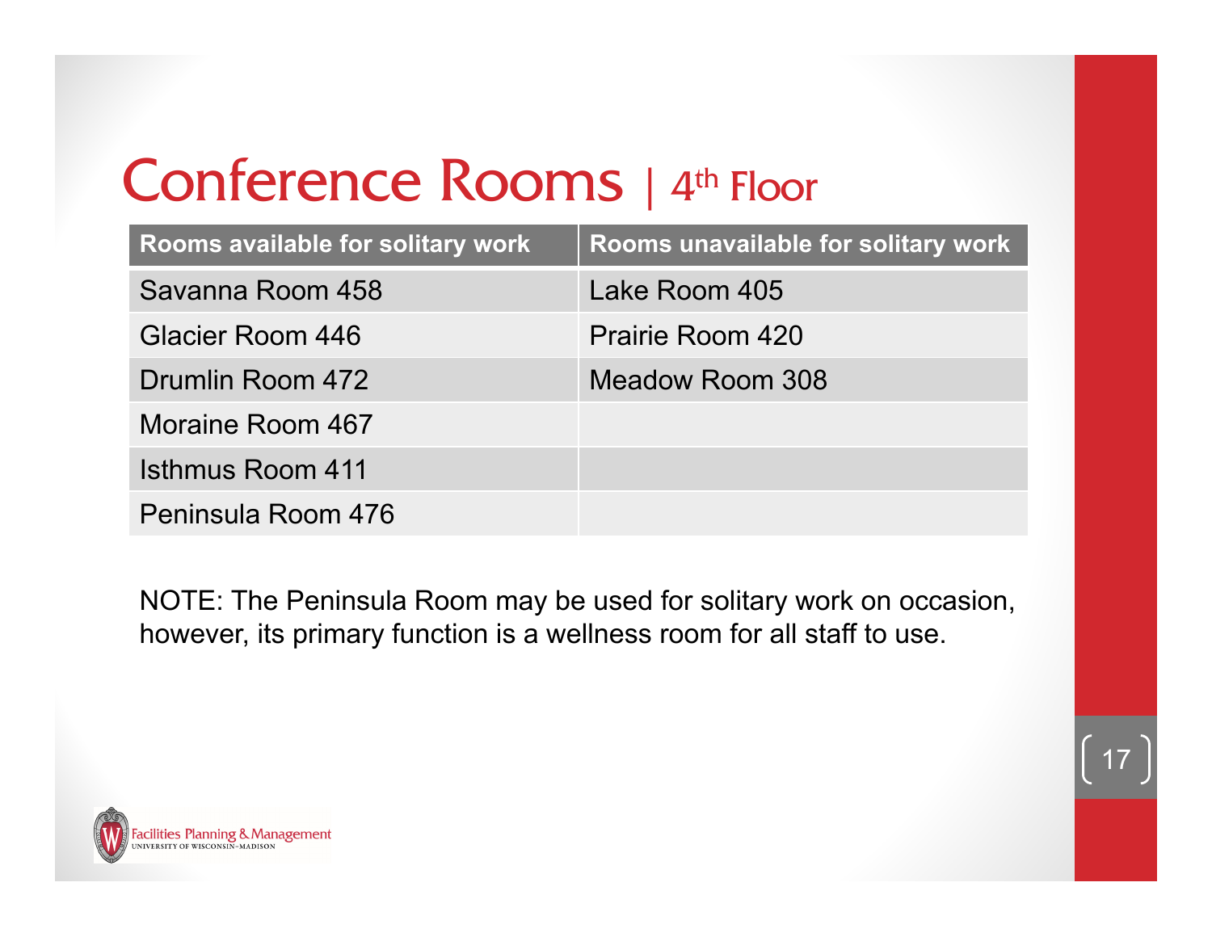# Conference Rooms | 4th Floor

| Rooms available for solitary work | Rooms unavailable for solitary work |
| --- | --- |
| Savanna Room 458 | Lake Room 405 |
| Glacier Room 446 | Prairie Room 420 |
| Drumlin Room 472 | Meadow Room 308 |
| Moraine Room 467 | |
| Isthmus Room 411 | |
| Peninsula Room 476 | |

NOTE: The Peninsula Room may be used for solitary work on occasion, however, its primary function is a wellness room for all staff to use.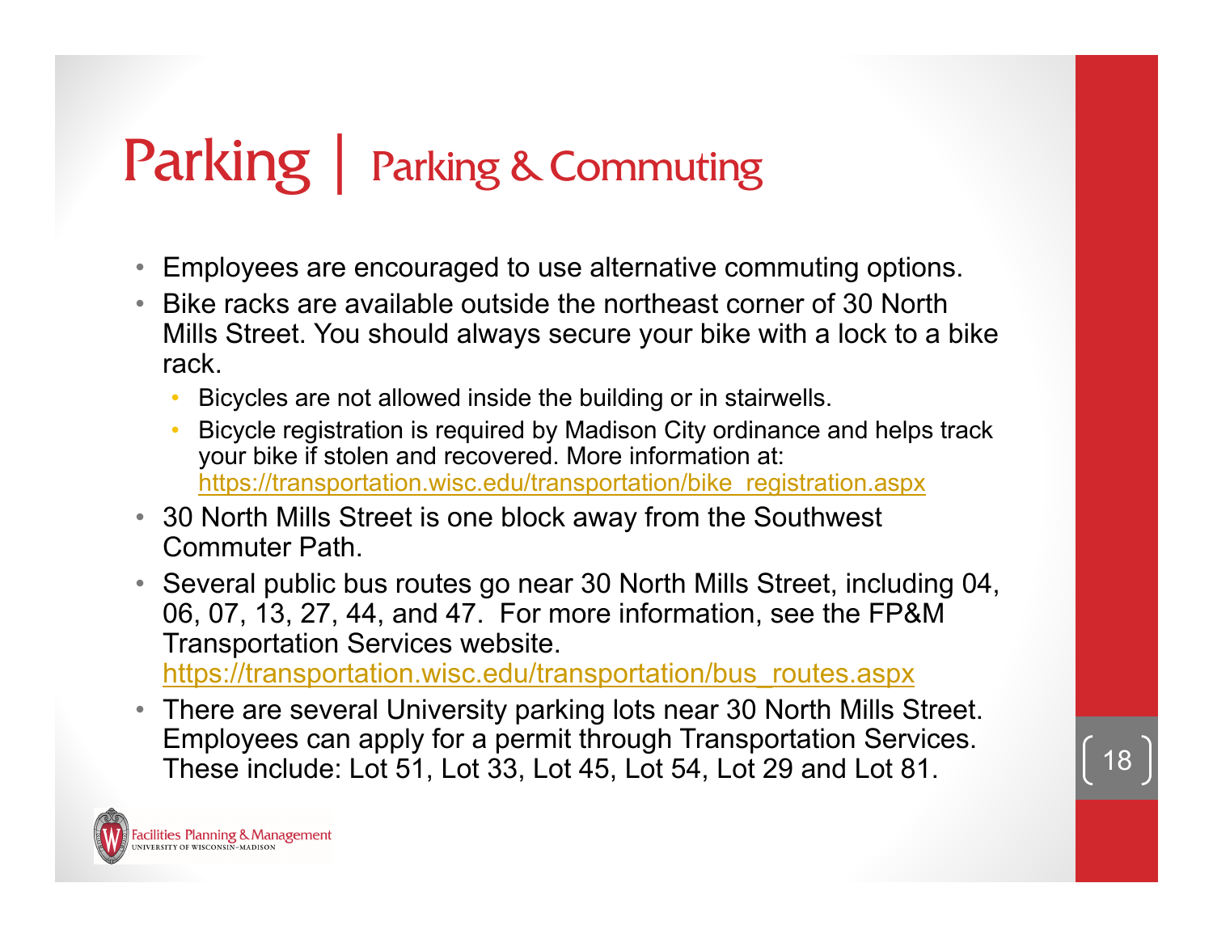# Parking | Parking & Commuting

- Employees are encouraged to use alternative commuting options.
- Bike racks are available outside the northeast corner of 30 North Mills Street. You should always secure your bike with a lock to a bike rack.
  - Bicycles are not allowed inside the building or in stairwells.
  - Bicycle registration is required by Madison City ordinance and helps track your bike if stolen and recovered. More information at: https://transportation.wisc.edu/transportation/bike_registration.aspx
- 30 North Mills Street is one block away from the Southwest Commuter Path.
- Several public bus routes go near 30 North Mills Street, including 04, 06, 07, 13, 27, 44, and 47. For more information, see the FP&M Transportation Services website. https://transportation.wisc.edu/transportation/bus_routes.aspx
- There are several University parking lots near 30 North Mills Street. Employees can apply for a permit through Transportation Services. These include: Lot 51, Lot 33, Lot 45, Lot 54, Lot 29 and Lot 81.

Facilities Planning & Management
UNIVERSITY OF WISCONSIN–MADISON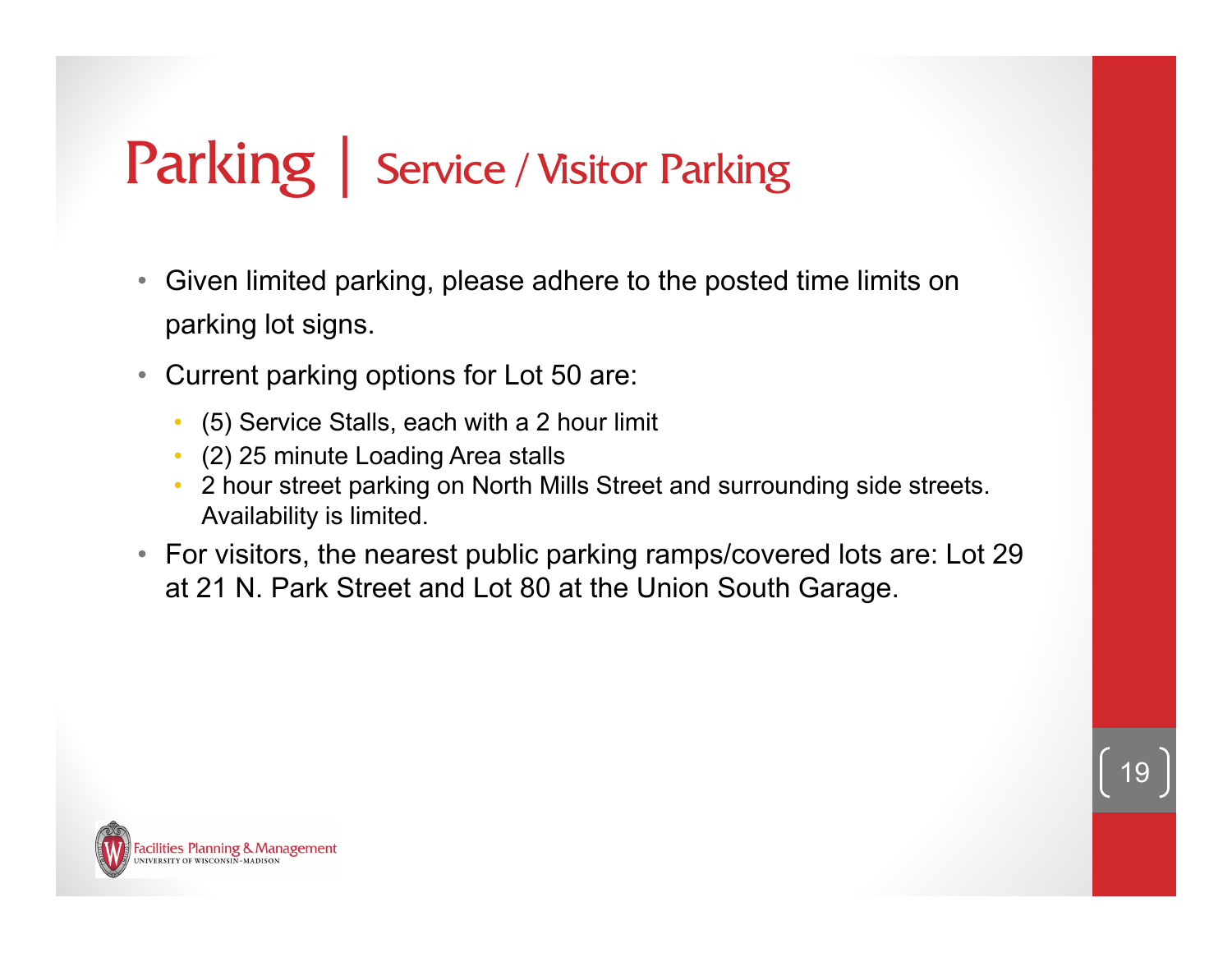# Parking | Service / Visitor Parking

- Given limited parking, please adhere to the posted time limits on parking lot signs.
- Current parking options for Lot 50 are:
  - (5) Service Stalls, each with a 2 hour limit
  - (2) 25 minute Loading Area stalls
  - 2 hour street parking on North Mills Street and surrounding side streets. Availability is limited.
- For visitors, the nearest public parking ramps/covered lots are: Lot 29 at 21 N. Park Street and Lot 80 at the Union South Garage.

Facilities Planning & Management
UNIVERSITY OF WISCONSIN–MADISON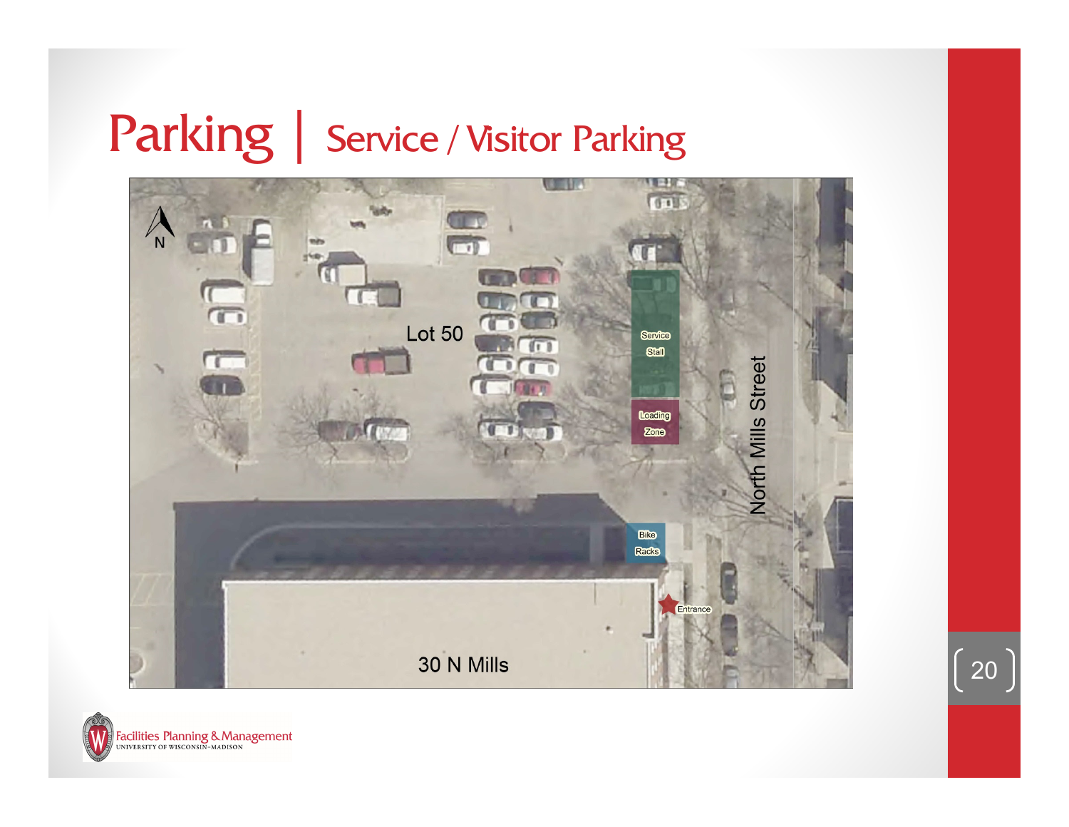# Parking | Service / Visitor Parking

N

Lot 50

Service Stall

Loading Zone

North Mills Street

Bike Racks

Entrance

30 N Mills

Facilities Planning & Management
UNIVERSITY OF WISCONSIN–MADISON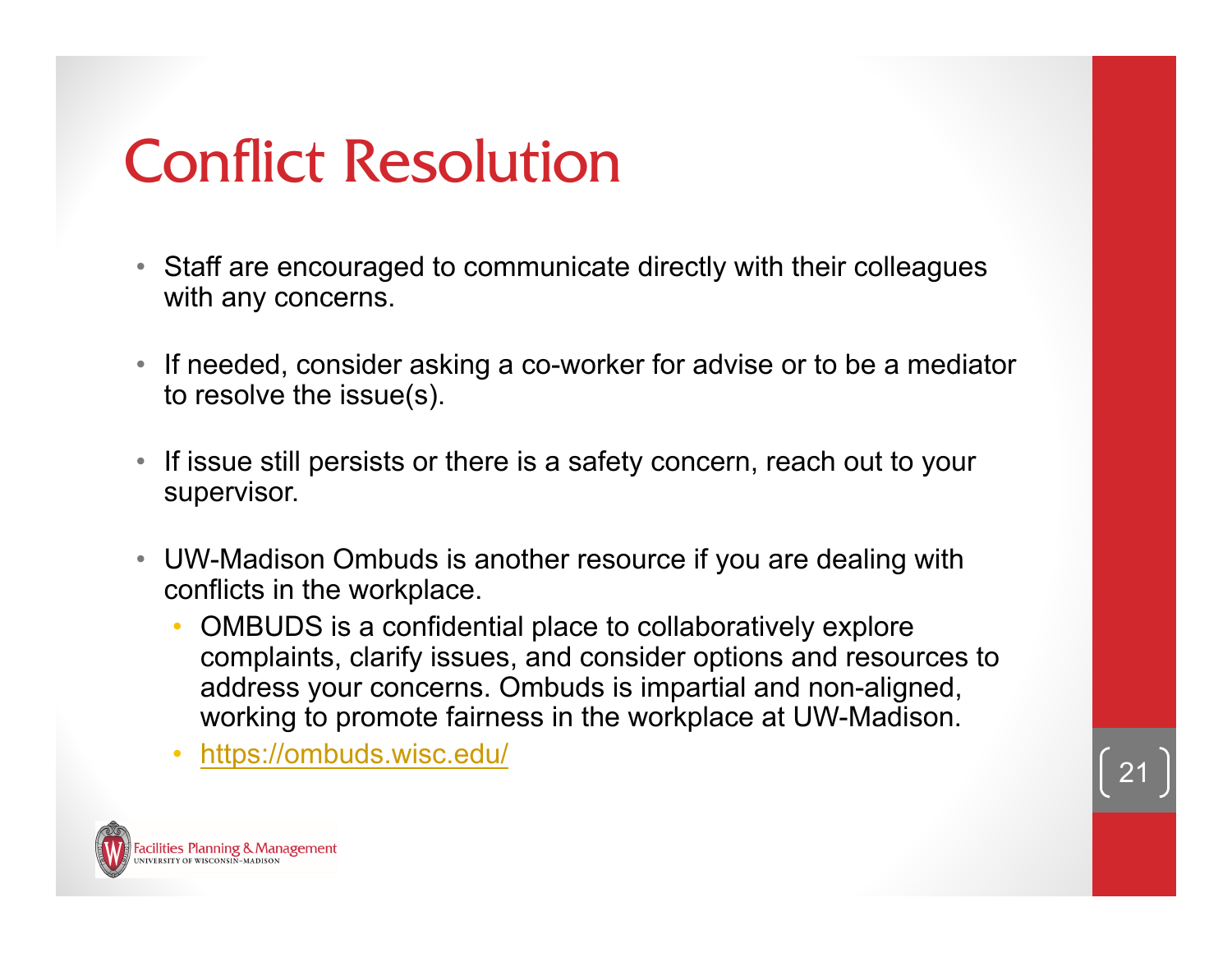# Conflict Resolution

- Staff are encouraged to communicate directly with their colleagues with any concerns.
- If needed, consider asking a co-worker for advise or to be a mediator to resolve the issue(s).
- If issue still persists or there is a safety concern, reach out to your supervisor.
- UW-Madison Ombuds is another resource if you are dealing with conflicts in the workplace.
  - OMBUDS is a confidential place to collaboratively explore complaints, clarify issues, and consider options and resources to address your concerns. Ombuds is impartial and non-aligned, working to promote fairness in the workplace at UW-Madison.
  - [https://ombuds.wisc.edu/](https://ombuds.wisc.edu/)

Facilities Planning & Management
UNIVERSITY OF WISCONSIN–MADISON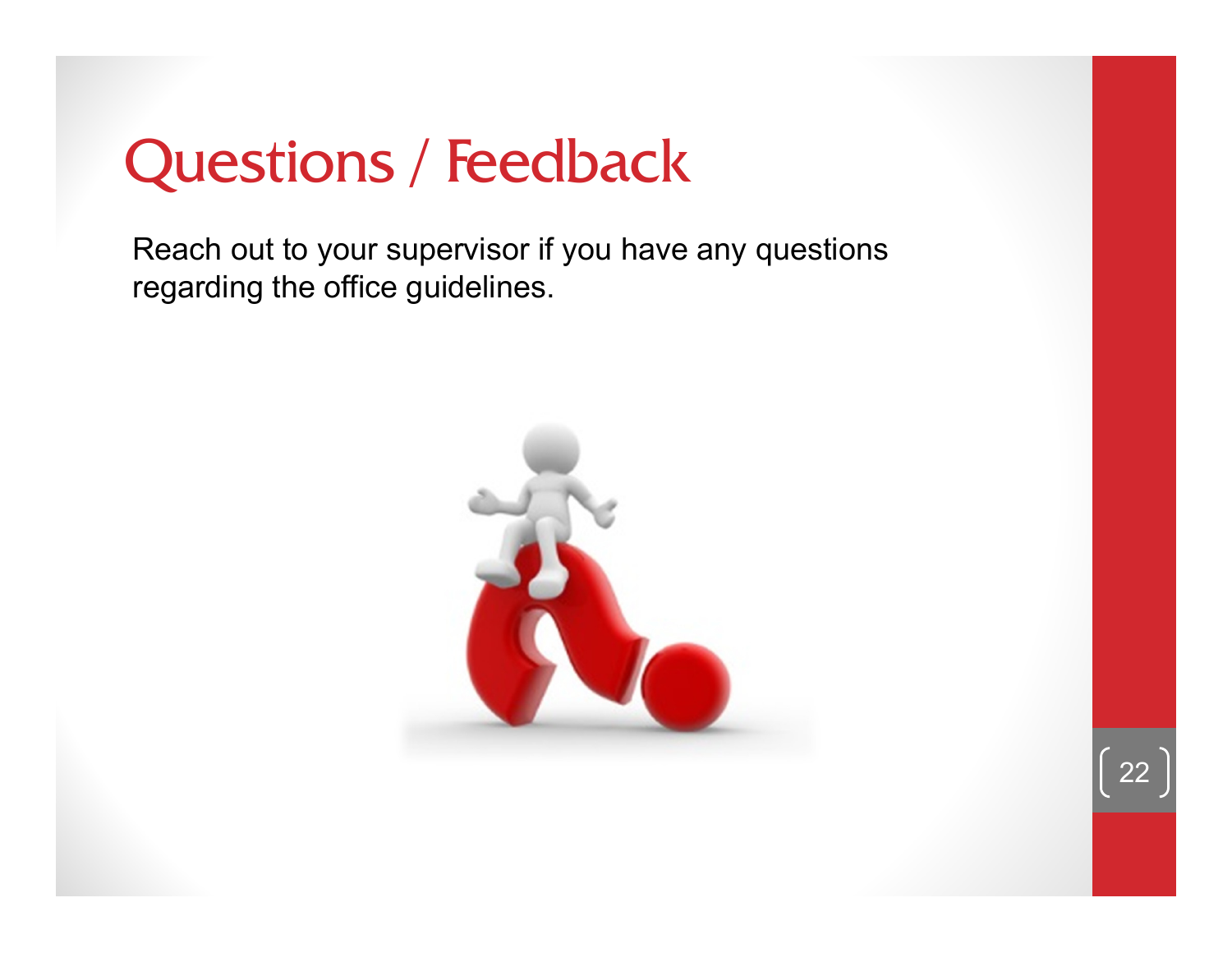# Questions / Feedback

Reach out to your supervisor if you have any questions regarding the office guidelines.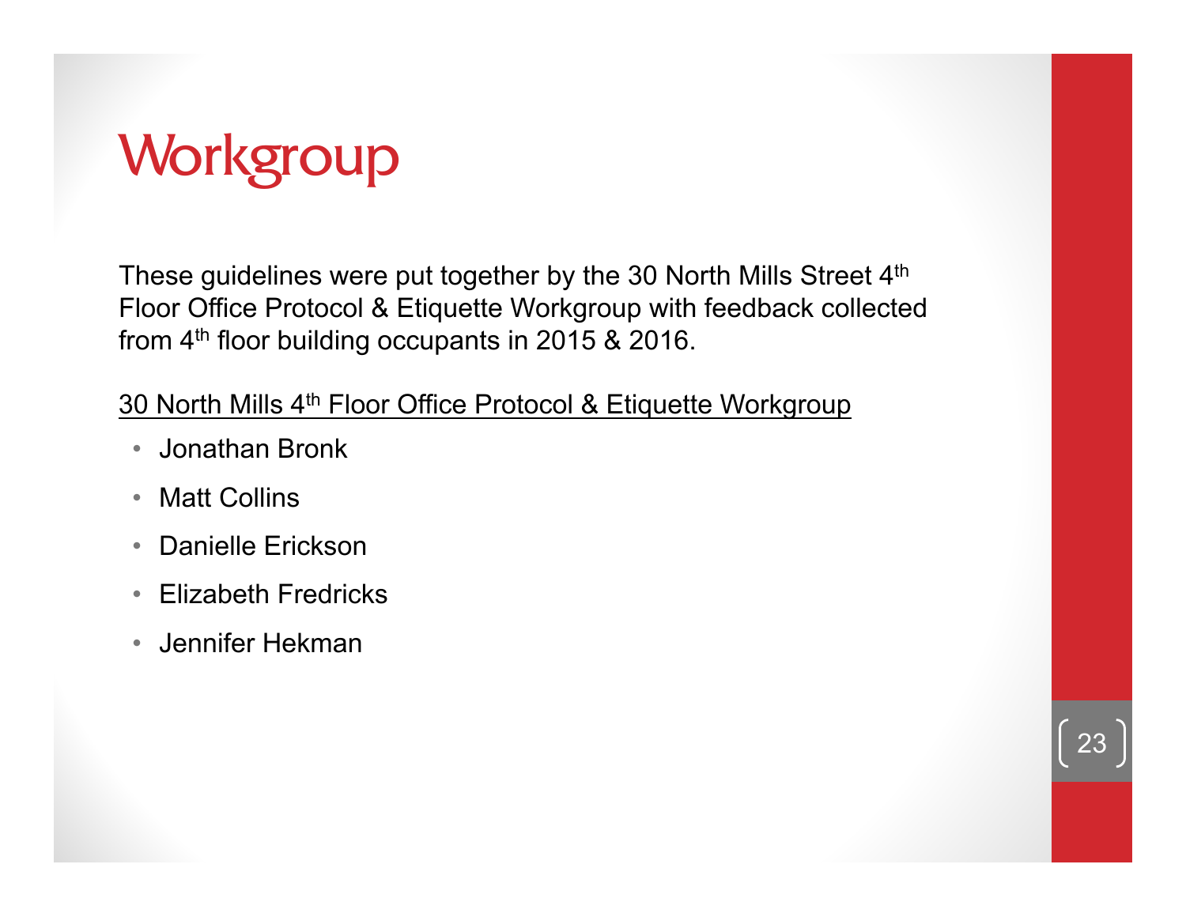# Workgroup

These guidelines were put together by the 30 North Mills Street 4th Floor Office Protocol & Etiquette Workgroup with feedback collected from 4th floor building occupants in 2015 & 2016.

<u>30 North Mills 4th Floor Office Protocol & Etiquette Workgroup</u>

- Jonathan Bronk
- Matt Collins
- Danielle Erickson
- Elizabeth Fredricks
- Jennifer Hekman